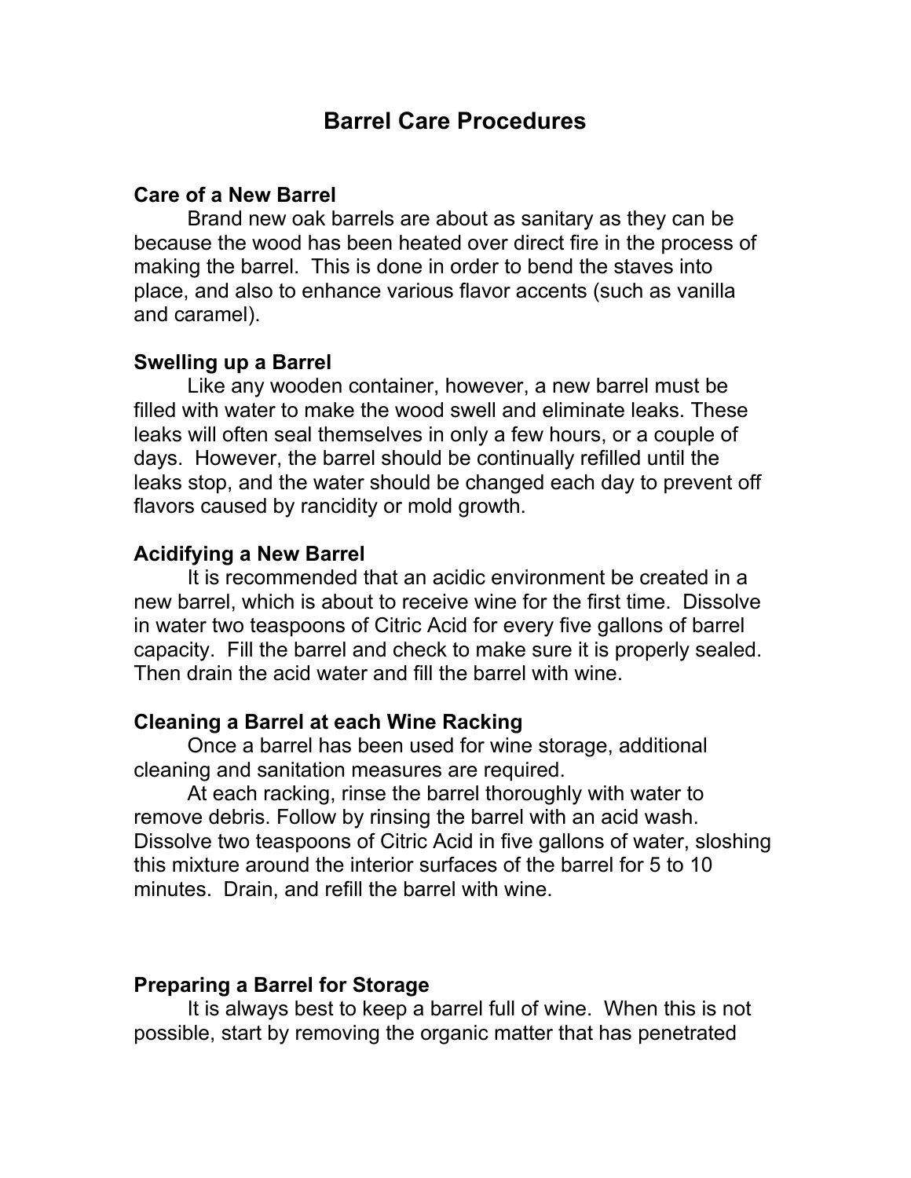# Barrel Care Procedures

**Care of a New Barrel**

Brand new oak barrels are about as sanitary as they can be because the wood has been heated over direct fire in the process of making the barrel. This is done in order to bend the staves into place, and also to enhance various flavor accents (such as vanilla and caramel).

**Swelling up a Barrel**

Like any wooden container, however, a new barrel must be filled with water to make the wood swell and eliminate leaks. These leaks will often seal themselves in only a few hours, or a couple of days. However, the barrel should be continually refilled until the leaks stop, and the water should be changed each day to prevent off flavors caused by rancidity or mold growth.

**Acidifying a New Barrel**

It is recommended that an acidic environment be created in a new barrel, which is about to receive wine for the first time. Dissolve in water two teaspoons of Citric Acid for every five gallons of barrel capacity. Fill the barrel and check to make sure it is properly sealed. Then drain the acid water and fill the barrel with wine.

**Cleaning a Barrel at each Wine Racking**

Once a barrel has been used for wine storage, additional cleaning and sanitation measures are required.

At each racking, rinse the barrel thoroughly with water to remove debris. Follow by rinsing the barrel with an acid wash. Dissolve two teaspoons of Citric Acid in five gallons of water, sloshing this mixture around the interior surfaces of the barrel for 5 to 10 minutes. Drain, and refill the barrel with wine.

**Preparing a Barrel for Storage**

It is always best to keep a barrel full of wine. When this is not possible, start by removing the organic matter that has penetrated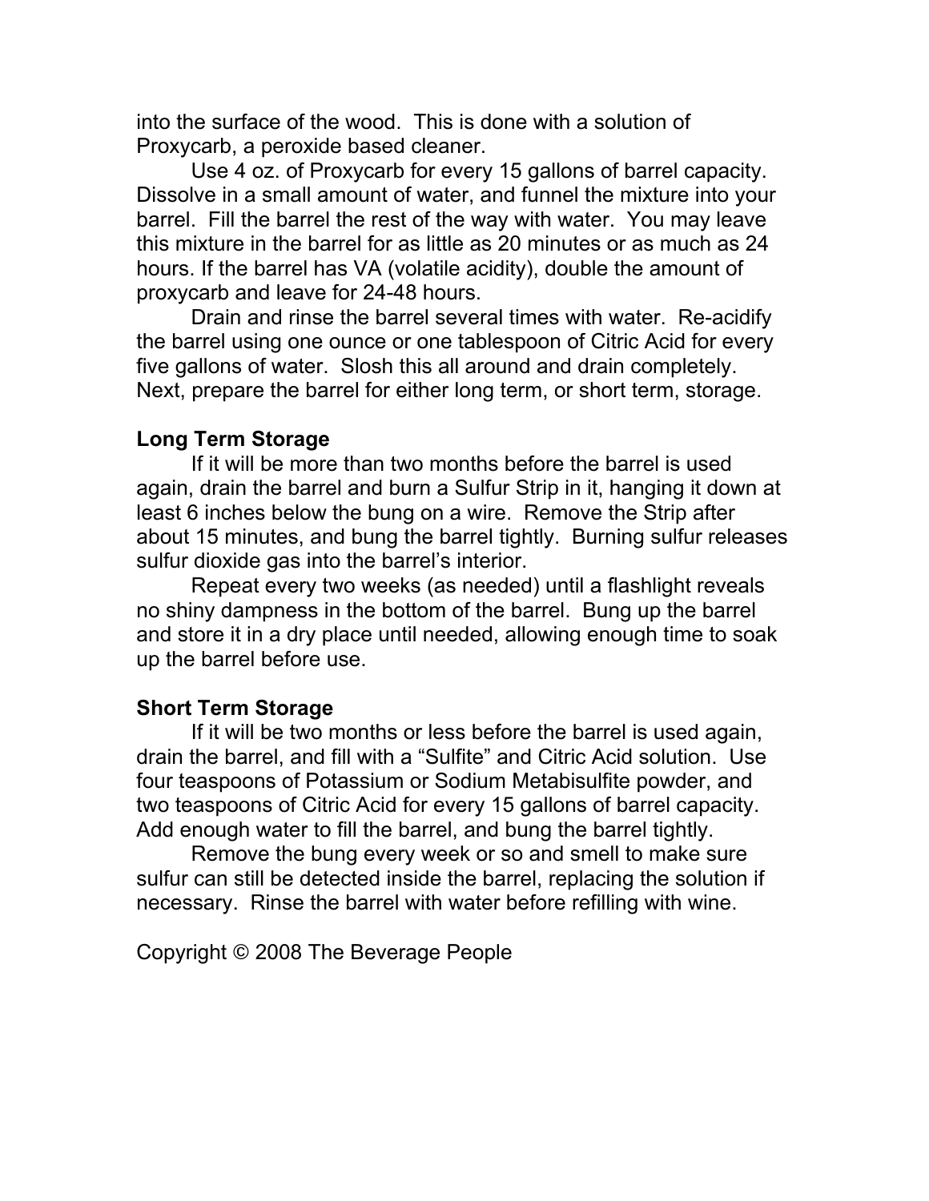into the surface of the wood. This is done with a solution of Proxycarb, a peroxide based cleaner.

Use 4 oz. of Proxycarb for every 15 gallons of barrel capacity. Dissolve in a small amount of water, and funnel the mixture into your barrel. Fill the barrel the rest of the way with water. You may leave this mixture in the barrel for as little as 20 minutes or as much as 24 hours. If the barrel has VA (volatile acidity), double the amount of proxycarb and leave for 24-48 hours.

Drain and rinse the barrel several times with water. Re-acidify the barrel using one ounce or one tablespoon of Citric Acid for every five gallons of water. Slosh this all around and drain completely. Next, prepare the barrel for either long term, or short term, storage.

**Long Term Storage**

If it will be more than two months before the barrel is used again, drain the barrel and burn a Sulfur Strip in it, hanging it down at least 6 inches below the bung on a wire. Remove the Strip after about 15 minutes, and bung the barrel tightly. Burning sulfur releases sulfur dioxide gas into the barrel's interior.

Repeat every two weeks (as needed) until a flashlight reveals no shiny dampness in the bottom of the barrel. Bung up the barrel and store it in a dry place until needed, allowing enough time to soak up the barrel before use.

**Short Term Storage**

If it will be two months or less before the barrel is used again, drain the barrel, and fill with a "Sulfite" and Citric Acid solution. Use four teaspoons of Potassium or Sodium Metabisulfite powder, and two teaspoons of Citric Acid for every 15 gallons of barrel capacity. Add enough water to fill the barrel, and bung the barrel tightly.

Remove the bung every week or so and smell to make sure sulfur can still be detected inside the barrel, replacing the solution if necessary. Rinse the barrel with water before refilling with wine.

Copyright © 2008 The Beverage People